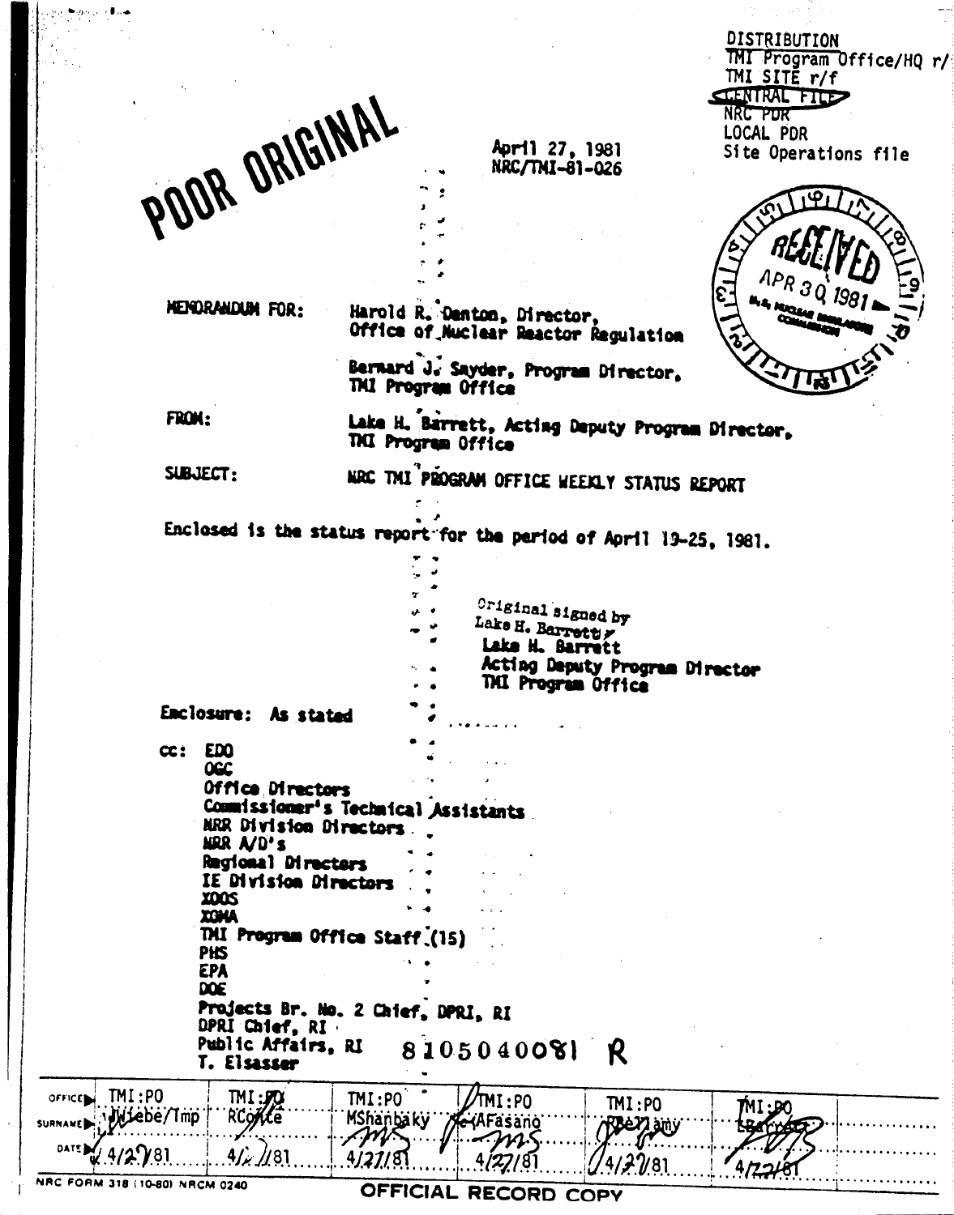DISTRIBUTION
TMI Program Office/HQ r/f
TMI SITE r/f
CENTRAL FILE
NRC PDR
LOCAL PDR
Site Operations file

POOR ORIGINAL

April 27, 1981
NRC/TMI-81-026

RECEIVED
APR 30 1981
U.S. NUCLEAR REGULATORY COMMISSION

MEMORANDUM FOR: Harold R. Denton, Director, Office of Nuclear Reactor Regulation

Bernard J. Snyder, Program Director, TMI Program Office

FROM: Lake H. Barrett, Acting Deputy Program Director, TMI Program Office

SUBJECT: NRC TMI PROGRAM OFFICE WEEKLY STATUS REPORT

Enclosed is the status report for the period of April 19-25, 1981.

Original signed by
Lake H. Barrett
Lake H. Barrett
Acting Deputy Program Director
TMI Program Office

Enclosure: As stated

cc: EDO
OGC
Office Directors
Commissioner's Technical Assistants
NRR Division Directors
NRR A/D's
Regional Directors
IE Division Directors
XOOS
XOMA
TMI Program Office Staff (15)
PHS
EPA
DOE
Projects Br. No. 2 Chief, DPRI, RI
DPRI Chief, RI
Public Affairs, RI
T. Elsasser

8105040081 R

| OFFICE | TMI:PO | TMI:PO | TMI:PO | TMI:PO | TMI:PO | TMI:PO |
|---|---|---|---|---|---|---|
| SURNAME | JWiebe/lmp | RConte | MShanbaky | AFasano | RBellamy | LBarrett |
| DATE | 4/27/81 | 4/27/81 | 4/27/81 | 4/27/81 | 4/27/81 | 4/27/81 |

NRC FORM 318 (10-80) NRCM 0240

OFFICIAL RECORD COPY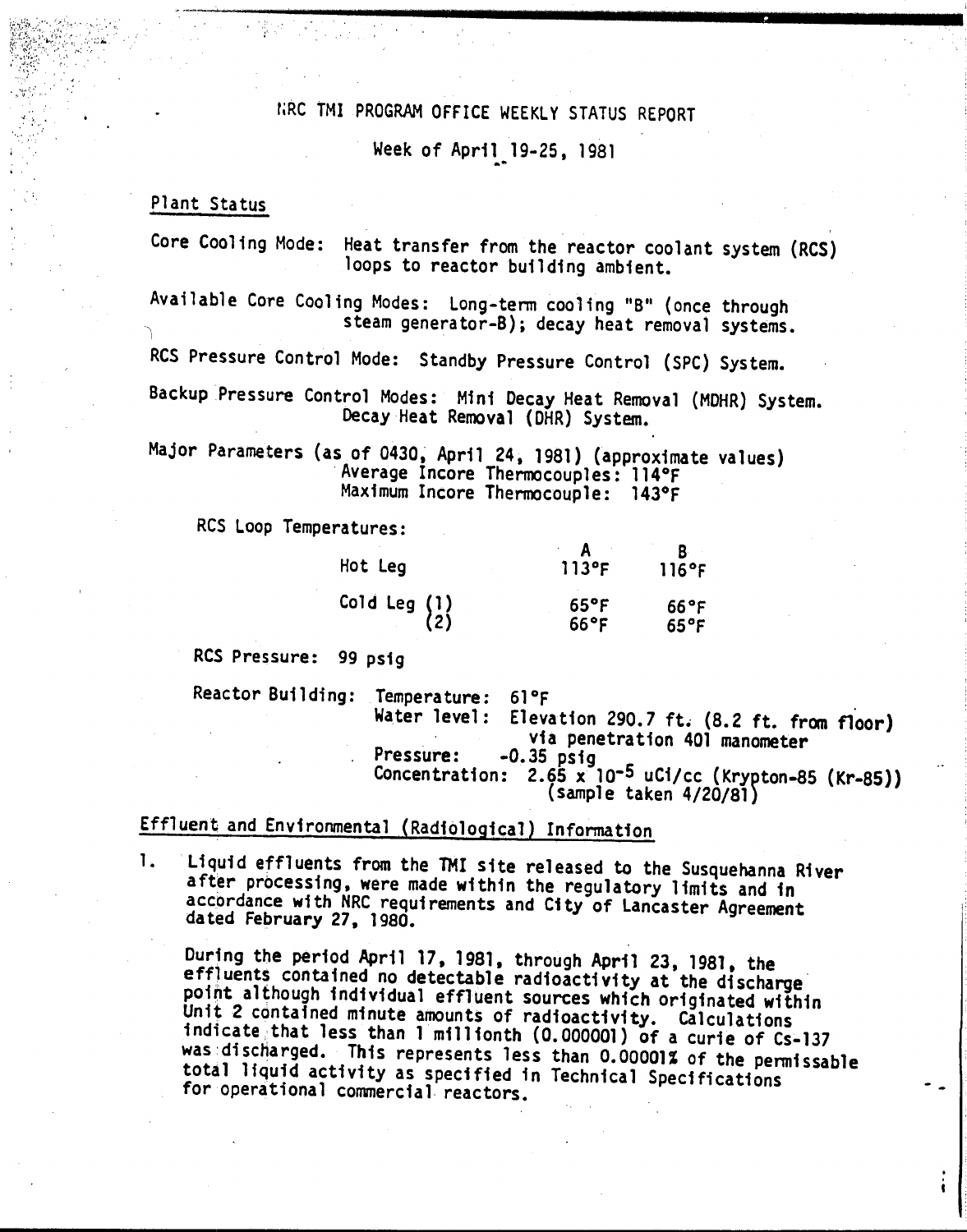# NRC TMI PROGRAM OFFICE WEEKLY STATUS REPORT

Week of April 19-25, 1981

## Plant Status

Core Cooling Mode: Heat transfer from the reactor coolant system (RCS) loops to reactor building ambient.

Available Core Cooling Modes: Long-term cooling "B" (once through steam generator-B); decay heat removal systems.

RCS Pressure Control Mode: Standby Pressure Control (SPC) System.

Backup Pressure Control Modes: Mini Decay Heat Removal (MDHR) System. Decay Heat Removal (DHR) System.

Major Parameters (as of 0430, April 24, 1981) (approximate values)
Average Incore Thermocouples: 114°F
Maximum Incore Thermocouple: 143°F

RCS Loop Temperatures:

| | | A | B |
|---|---|---|---|
| Hot Leg | | 113°F | 116°F |
| Cold Leg | (1) | 65°F | 66°F |
| | (2) | 66°F | 65°F |

RCS Pressure: 99 psig

Reactor Building:
- Temperature: 61°F
- Water level: Elevation 290.7 ft. (8.2 ft. from floor) via penetration 401 manometer
- Pressure: -0.35 psig
- Concentration: $2.65 \times 10^{-5}$ uCi/cc (Krypton-85 (Kr-85)) (sample taken 4/20/81)

## Effluent and Environmental (Radiological) Information

1. Liquid effluents from the TMI site released to the Susquehanna River after processing, were made within the regulatory limits and in accordance with NRC requirements and City of Lancaster Agreement dated February 27, 1980.

   During the period April 17, 1981, through April 23, 1981, the effluents contained no detectable radioactivity at the discharge point although individual effluent sources which originated within Unit 2 contained minute amounts of radioactivity. Calculations indicate that less than 1 millionth (0.000001) of a curie of Cs-137 was discharged. This represents less than 0.00001% of the permissable total liquid activity as specified in Technical Specifications for operational commercial reactors.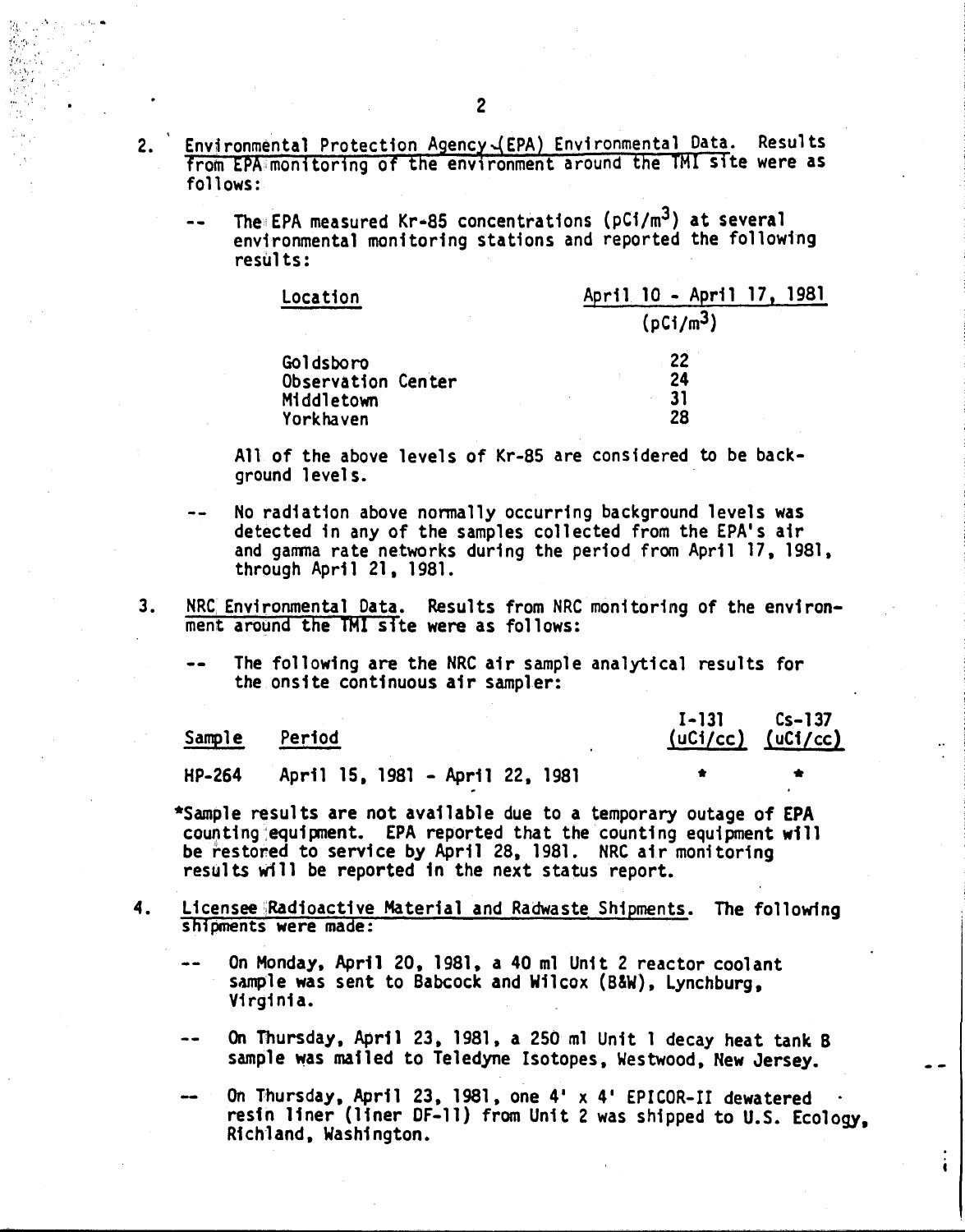2. <u>Environmental Protection Agency (EPA) Environmental Data</u>. Results from EPA monitoring of the environment around the TMI site were as follows:

    -- The EPA measured Kr-85 concentrations ($pCi/m^3$) at several environmental monitoring stations and reported the following results:

| Location | April 10 - April 17, 1981 ($pCi/m^3$) |
|---|---|
| Goldsboro | 22 |
| Observation Center | 24 |
| Middletown | 31 |
| Yorkhaven | 28 |

    All of the above levels of Kr-85 are considered to be background levels.

    -- No radiation above normally occurring background levels was detected in any of the samples collected from the EPA's air and gamma rate networks during the period from April 17, 1981, through April 21, 1981.

3. <u>NRC Environmental Data</u>. Results from NRC monitoring of the environment around the TMI site were as follows:

    -- The following are the NRC air sample analytical results for the onsite continuous air sampler:

| Sample | Period | I-131 (uCi/cc) | Cs-137 (uCi/cc) |
|---|---|---|---|
| HP-264 | April 15, 1981 - April 22, 1981 | * | * |

    *Sample results are not available due to a temporary outage of EPA counting equipment. EPA reported that the counting equipment will be restored to service by April 28, 1981. NRC air monitoring results will be reported in the next status report.

4. <u>Licensee Radioactive Material and Radwaste Shipments</u>. The following shipments were made:

    -- On Monday, April 20, 1981, a 40 ml Unit 2 reactor coolant sample was sent to Babcock and Wilcox (B&W), Lynchburg, Virginia.

    -- On Thursday, April 23, 1981, a 250 ml Unit 1 decay heat tank B sample was mailed to Teledyne Isotopes, Westwood, New Jersey.

    -- On Thursday, April 23, 1981, one 4' x 4' EPICOR-II dewatered resin liner (liner DF-11) from Unit 2 was shipped to U.S. Ecology, Richland, Washington.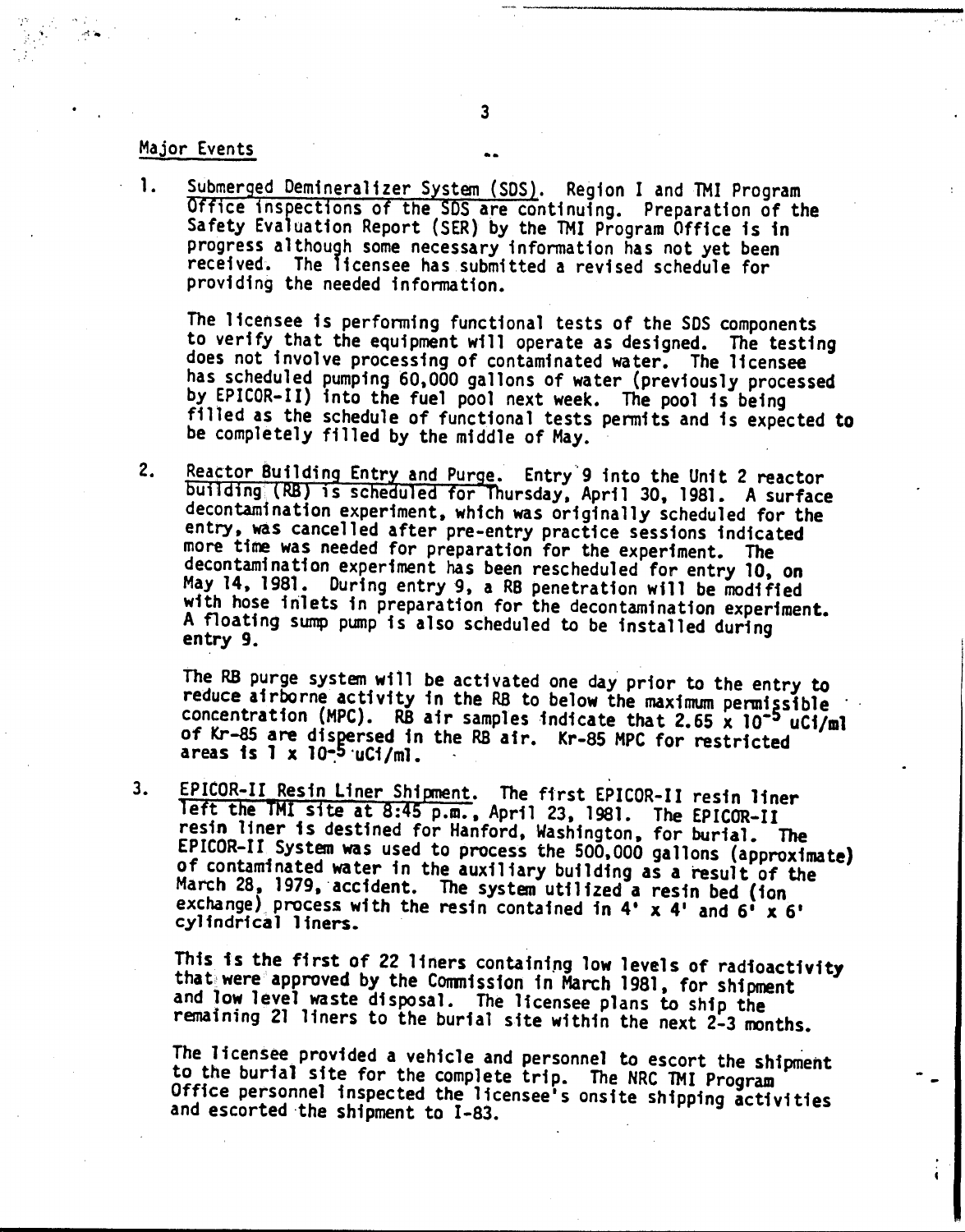## Major Events

1. Submerged Demineralizer System (SDS). Region I and TMI Program Office inspections of the SDS are continuing. Preparation of the Safety Evaluation Report (SER) by the TMI Program Office is in progress although some necessary information has not yet been received. The licensee has submitted a revised schedule for providing the needed information.

   The licensee is performing functional tests of the SDS components to verify that the equipment will operate as designed. The testing does not involve processing of contaminated water. The licensee has scheduled pumping 60,000 gallons of water (previously processed by EPICOR-II) into the fuel pool next week. The pool is being filled as the schedule of functional tests permits and is expected to be completely filled by the middle of May.

2. Reactor Building Entry and Purge. Entry 9 into the Unit 2 reactor building (RB) is scheduled for Thursday, April 30, 1981. A surface decontamination experiment, which was originally scheduled for the entry, was cancelled after pre-entry practice sessions indicated more time was needed for preparation for the experiment. The decontamination experiment has been rescheduled for entry 10, on May 14, 1981. During entry 9, a RB penetration will be modified with hose inlets in preparation for the decontamination experiment. A floating sump pump is also scheduled to be installed during entry 9.

   The RB purge system will be activated one day prior to the entry to reduce airborne activity in the RB to below the maximum permissible concentration (MPC). RB air samples indicate that $2.65 \times 10^{-5}$ uCi/ml of Kr-85 are dispersed in the RB air. Kr-85 MPC for restricted areas is $1 \times 10^{-5}$ uCi/ml.

3. EPICOR-II Resin Liner Shipment. The first EPICOR-II resin liner left the TMI site at 8:45 p.m., April 23, 1981. The EPICOR-II resin liner is destined for Hanford, Washington, for burial. The EPICOR-II System was used to process the 500,000 gallons (approximate) of contaminated water in the auxiliary building as a result of the March 28, 1979, accident. The system utilized a resin bed (ion exchange) process with the resin contained in 4' x 4' and 6' x 6' cylindrical liners.

   This is the first of 22 liners containing low levels of radioactivity that were approved by the Commission in March 1981, for shipment and low level waste disposal. The licensee plans to ship the remaining 21 liners to the burial site within the next 2-3 months.

   The licensee provided a vehicle and personnel to escort the shipment to the burial site for the complete trip. The NRC TMI Program Office personnel inspected the licensee's onsite shipping activities and escorted the shipment to I-83.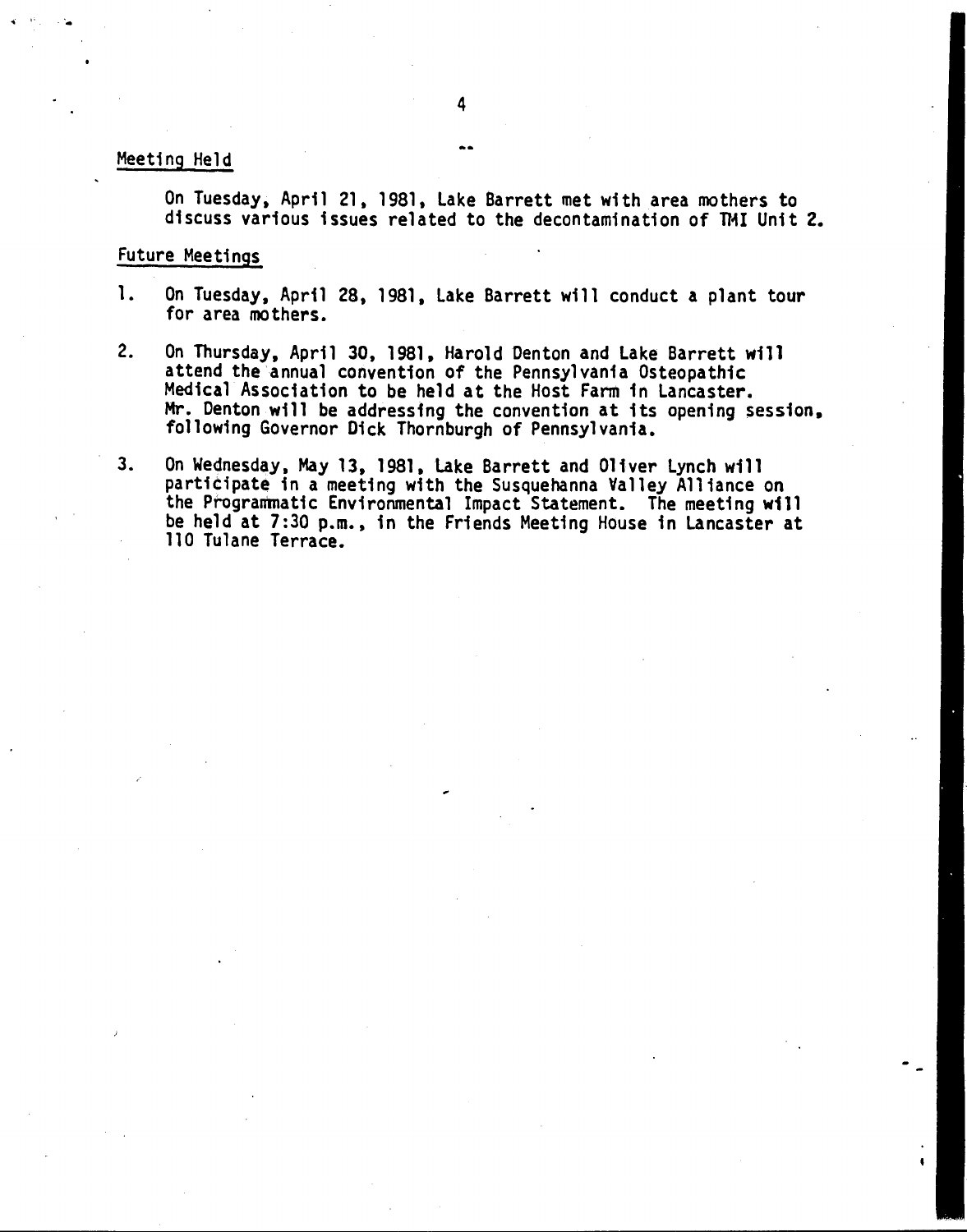## Meeting Held

On Tuesday, April 21, 1981, Lake Barrett met with area mothers to discuss various issues related to the decontamination of TMI Unit 2.

## Future Meetings

1. On Tuesday, April 28, 1981, Lake Barrett will conduct a plant tour for area mothers.

2. On Thursday, April 30, 1981, Harold Denton and Lake Barrett will attend the annual convention of the Pennsylvania Osteopathic Medical Association to be held at the Host Farm in Lancaster. Mr. Denton will be addressing the convention at its opening session, following Governor Dick Thornburgh of Pennsylvania.

3. On Wednesday, May 13, 1981, Lake Barrett and Oliver Lynch will participate in a meeting with the Susquehanna Valley Alliance on the Programmatic Environmental Impact Statement. The meeting will be held at 7:30 p.m., in the Friends Meeting House in Lancaster at 110 Tulane Terrace.